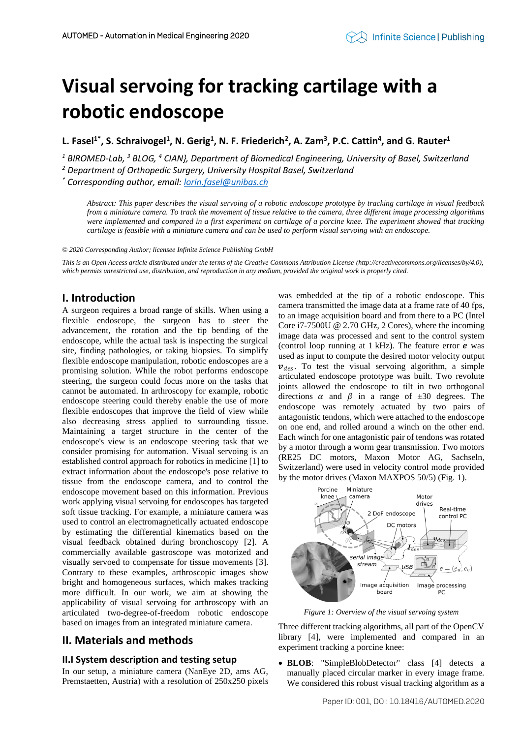# Visual servoing for tracking cartilage with a robotic endoscope

**L. Fasel[1*], S. Schraivogel[1], N. Gerig[1], N. F. Friederich[2], A. Zam[3], P.C. Cattin[4], and G. Rauter[1]**

*[1] BIROMED-Lab, [3] BLOG, [4] CIAN}, Department of Biomedical Engineering, University of Basel, Switzerland*

*[2] Department of Orthopedic Surgery, University Hospital Basel, Switzerland*

*[*] Corresponding author, email: lorin.fasel@unibas.ch*

*Abstract: This paper describes the visual servoing of a robotic endoscope prototype by tracking cartilage in visual feedback from a miniature camera. To track the movement of tissue relative to the camera, three different image processing algorithms were implemented and compared in a first experiment on cartilage of a porcine knee. The experiment showed that tracking cartilage is feasible with a miniature camera and can be used to perform visual servoing with an endoscope.*

*© 2020 Corresponding Author; licensee Infinite Science Publishing GmbH*

*This is an Open Access article distributed under the terms of the Creative Commons Attribution License (http://creativecommons.org/licenses/by/4.0), which permits unrestricted use, distribution, and reproduction in any medium, provided the original work is properly cited.*

## I. Introduction

A surgeon requires a broad range of skills. When using a flexible endoscope, the surgeon has to steer the advancement, the rotation and the tip bending of the endoscope, while the actual task is inspecting the surgical site, finding pathologies, or taking biopsies. To simplify flexible endoscope manipulation, robotic endoscopes are a promising solution. While the robot performs endoscope steering, the surgeon could focus more on the tasks that cannot be automated. In arthroscopy for example, robotic endoscope steering could thereby enable the use of more flexible endoscopes that improve the field of view while also decreasing stress applied to surrounding tissue. Maintaining a target structure in the center of the endoscope's view is an endoscope steering task that we consider promising for automation. Visual servoing is an established control approach for robotics in medicine [1] to extract information about the endoscope's pose relative to tissue from the endoscope camera, and to control the endoscope movement based on this information. Previous work applying visual servoing for endoscopes has targeted soft tissue tracking. For example, a miniature camera was used to control an electromagnetically actuated endoscope by estimating the differential kinematics based on the visual feedback obtained during bronchoscopy [2]. A commercially available gastroscope was motorized and visually servoed to compensate for tissue movements [3]. Contrary to these examples, arthroscopic images show bright and homogeneous surfaces, which makes tracking more difficult. In our work, we aim at showing the applicability of visual servoing for arthroscopy with an articulated two-degree-of-freedom robotic endoscope based on images from an integrated miniature camera.

## II. Materials and methods

### II.I System description and testing setup

In our setup, a miniature camera (NanEye 2D, ams AG, Premstaetten, Austria) with a resolution of 250x250 pixels was embedded at the tip of a robotic endoscope. This camera transmitted the image data at a frame rate of 40 fps, to an image acquisition board and from there to a PC (Intel Core i7-7500U @ 2.70 GHz, 2 Cores), where the incoming image data was processed and sent to the control system (control loop running at 1 kHz). The feature error $\boldsymbol{e}$ was used as input to compute the desired motor velocity output $\boldsymbol{v}_{des}$. To test the visual servoing algorithm, a simple articulated endoscope prototype was built. Two revolute joints allowed the endoscope to tilt in two orthogonal directions $\alpha$ and $\beta$ in a range of ±30 degrees. The endoscope was remotely actuated by two pairs of antagonistic tendons, which were attached to the endoscope on one end, and rolled around a winch on the other end. Each winch for one antagonistic pair of tendons was rotated by a motor through a worm gear transmission. Two motors (RE25 DC motors, Maxon Motor AG, Sachseln, Switzerland) were used in velocity control mode provided by the motor drives (Maxon MAXPOS 50/5) (Fig. 1).

*Figure 1: Overview of the visual servoing system*

Three different tracking algorithms, all part of the OpenCV library [4], were implemented and compared in an experiment tracking a porcine knee:

- **BLOB**: "SimpleBlobDetector" class [4] detects a manually placed circular marker in every image frame. We considered this robust visual tracking algorithm as a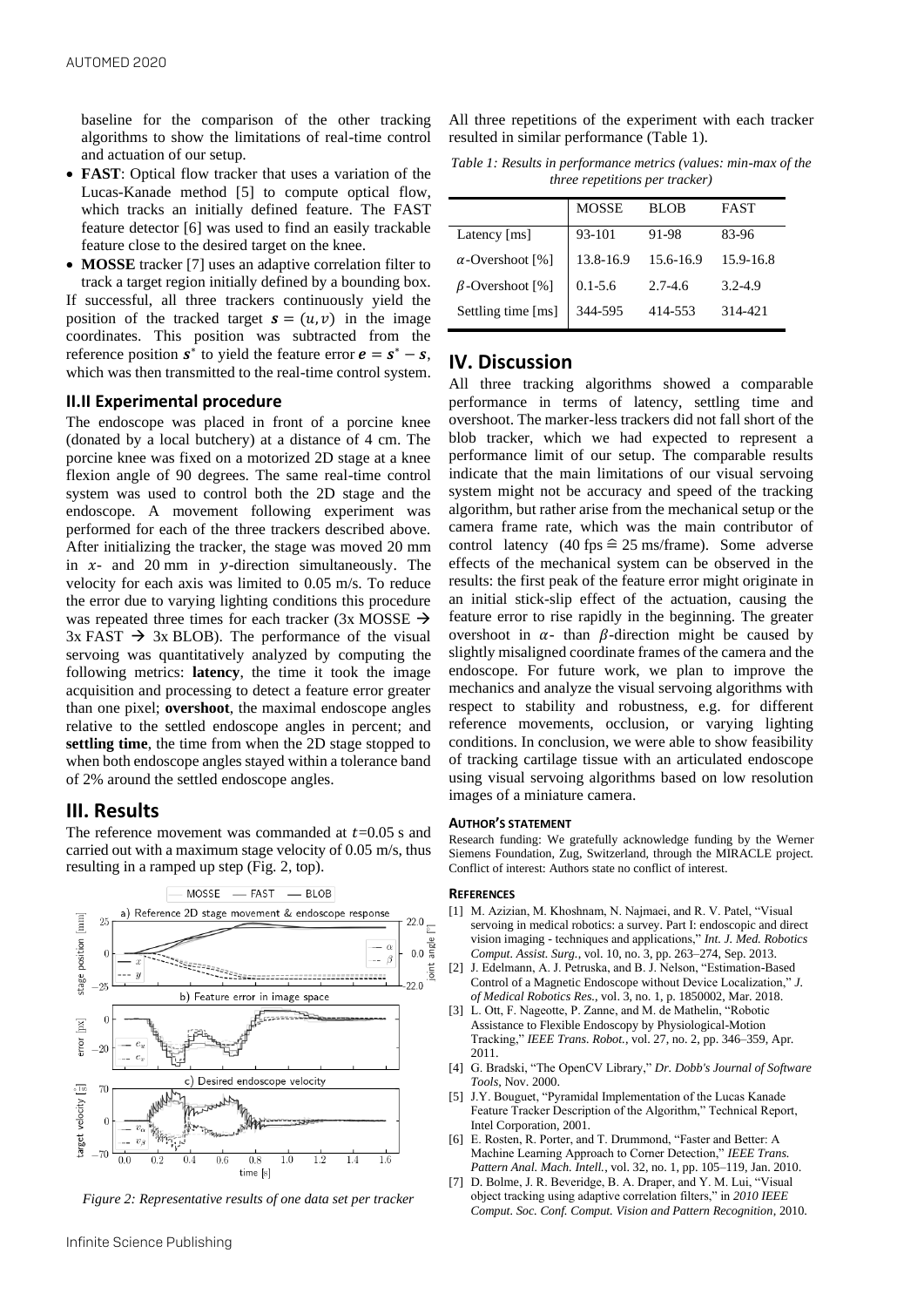baseline for the comparison of the other tracking algorithms to show the limitations of real-time control and actuation of our setup.

- **FAST**: Optical flow tracker that uses a variation of the Lucas-Kanade method [5] to compute optical flow, which tracks an initially defined feature. The FAST feature detector [6] was used to find an easily trackable feature close to the desired target on the knee.
- **MOSSE** tracker [7] uses an adaptive correlation filter to track a target region initially defined by a bounding box.

If successful, all three trackers continuously yield the position of the tracked target $\boldsymbol{s} = (u, v)$ in the image coordinates. This position was subtracted from the reference position $\boldsymbol{s}^*$ to yield the feature error $\boldsymbol{e} = \boldsymbol{s}^* - \boldsymbol{s}$, which was then transmitted to the real-time control system.

### II.II Experimental procedure

The endoscope was placed in front of a porcine knee (donated by a local butchery) at a distance of 4 cm. The porcine knee was fixed on a motorized 2D stage at a knee flexion angle of 90 degrees. The same real-time control system was used to control both the 2D stage and the endoscope. A movement following experiment was performed for each of the three trackers described above. After initializing the tracker, the stage was moved 20 mm in $x$- and 20 mm in $y$-direction simultaneously. The velocity for each axis was limited to 0.05 m/s. To reduce the error due to varying lighting conditions this procedure was repeated three times for each tracker (3x MOSSE → 3x FAST → 3x BLOB). The performance of the visual servoing was quantitatively analyzed by computing the following metrics: **latency**, the time it took the image acquisition and processing to detect a feature error greater than one pixel; **overshoot**, the maximal endoscope angles relative to the settled endoscope angles in percent; and **settling time**, the time from when the 2D stage stopped to when both endoscope angles stayed within a tolerance band of 2% around the settled endoscope angles.

## III. Results

The reference movement was commanded at $t$=0.05 s and carried out with a maximum stage velocity of 0.05 m/s, thus resulting in a ramped up step (Fig. 2, top).

MOSSE — FAST — BLOB

a) Reference 2D stage movement & endoscope response

b) Feature error in image space

c) Desired endoscope velocity

*Figure 2: Representative results of one data set per tracker*

All three repetitions of the experiment with each tracker resulted in similar performance (Table 1).

*Table 1: Results in performance metrics (values: min-max of the three repetitions per tracker)*

| | MOSSE | BLOB | FAST |
|---|---|---|---|
| Latency [ms] | 93-101 | 91-98 | 83-96 |
| $\alpha$-Overshoot [%] | 13.8-16.9 | 15.6-16.9 | 15.9-16.8 |
| $\beta$-Overshoot [%] | 0.1-5.6 | 2.7-4.6 | 3.2-4.9 |
| Settling time [ms] | 344-595 | 414-553 | 314-421 |

## IV. Discussion

All three tracking algorithms showed a comparable performance in terms of latency, settling time and overshoot. The marker-less trackers did not fall short of the blob tracker, which we had expected to represent a performance limit of our setup. The comparable results indicate that the main limitations of our visual servoing system might not be accuracy and speed of the tracking algorithm, but rather arise from the mechanical setup or the camera frame rate, which was the main contributor of control latency (40 fps ≙ 25 ms/frame). Some adverse effects of the mechanical system can be observed in the results: the first peak of the feature error might originate in an initial stick-slip effect of the actuation, causing the feature error to rise rapidly in the beginning. The greater overshoot in $\alpha$- than $\beta$-direction might be caused by slightly misaligned coordinate frames of the camera and the endoscope. For future work, we plan to improve the mechanics and analyze the visual servoing algorithms with respect to stability and robustness, e.g. for different reference movements, occlusion, or varying lighting conditions. In conclusion, we were able to show feasibility of tracking cartilage tissue with an articulated endoscope using visual servoing algorithms based on low resolution images of a miniature camera.

#### AUTHOR'S STATEMENT

Research funding: We gratefully acknowledge funding by the Werner Siemens Foundation, Zug, Switzerland, through the MIRACLE project. Conflict of interest: Authors state no conflict of interest.

#### REFERENCES

[1] M. Azizian, M. Khoshnam, N. Najmaei, and R. V. Patel, "Visual servoing in medical robotics: a survey. Part I: endoscopic and direct vision imaging - techniques and applications," *Int. J. Med. Robotics Comput. Assist. Surg.*, vol. 10, no. 3, pp. 263–274, Sep. 2013.

[2] J. Edelmann, A. J. Petruska, and B. J. Nelson, "Estimation-Based Control of a Magnetic Endoscope without Device Localization," *J. of Medical Robotics Res.*, vol. 3, no. 1, p. 1850002, Mar. 2018.

[3] L. Ott, F. Nageotte, P. Zanne, and M. de Mathelin, "Robotic Assistance to Flexible Endoscopy by Physiological-Motion Tracking," *IEEE Trans. Robot.*, vol. 27, no. 2, pp. 346–359, Apr. 2011.

[4] G. Bradski, "The OpenCV Library," *Dr. Dobb's Journal of Software Tools*, Nov. 2000.

[5] J.Y. Bouguet, "Pyramidal Implementation of the Lucas Kanade Feature Tracker Description of the Algorithm," Technical Report, Intel Corporation, 2001.

[6] E. Rosten, R. Porter, and T. Drummond, "Faster and Better: A Machine Learning Approach to Corner Detection," *IEEE Trans. Pattern Anal. Mach. Intell.*, vol. 32, no. 1, pp. 105–119, Jan. 2010.

[7] D. Bolme, J. R. Beveridge, B. A. Draper, and Y. M. Lui, "Visual object tracking using adaptive correlation filters," in *2010 IEEE Comput. Soc. Conf. Comput. Vision and Pattern Recognition*, 2010.